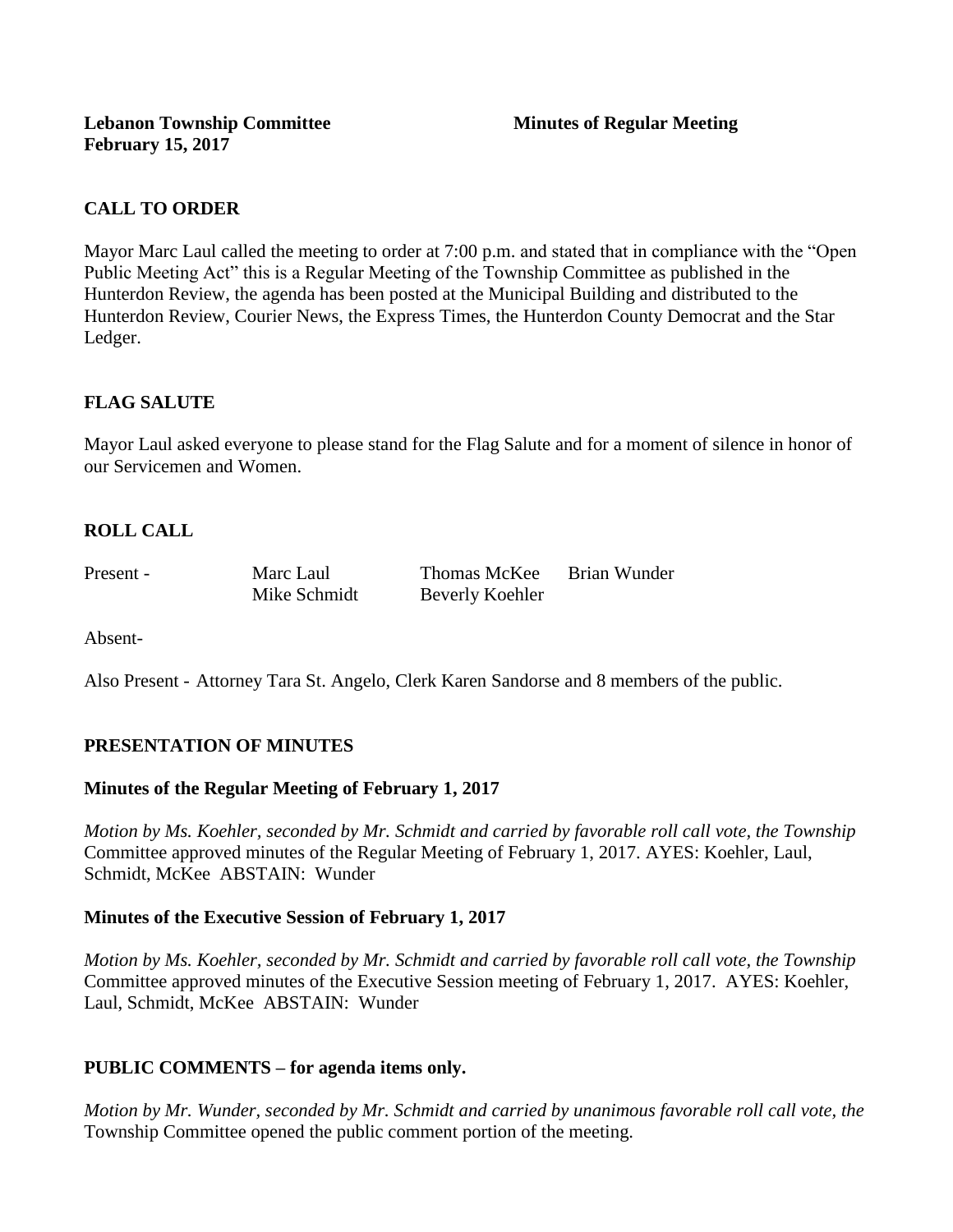**Lebanon Township Committee** **Minutes of Regular Meeting**
**February 15, 2017**

## CALL TO ORDER

Mayor Marc Laul called the meeting to order at 7:00 p.m. and stated that in compliance with the "Open Public Meeting Act" this is a Regular Meeting of the Township Committee as published in the Hunterdon Review, the agenda has been posted at the Municipal Building and distributed to the Hunterdon Review, Courier News, the Express Times, the Hunterdon County Democrat and the Star Ledger.

## FLAG SALUTE

Mayor Laul asked everyone to please stand for the Flag Salute and for a moment of silence in honor of our Servicemen and Women.

## ROLL CALL

| Present - | Marc Laul | Thomas McKee | Brian Wunder |
|---|---|---|---|
| | Mike Schmidt | Beverly Koehler | |

Absent-

Also Present - Attorney Tara St. Angelo, Clerk Karen Sandorse and 8 members of the public.

## PRESENTATION OF MINUTES

### Minutes of the Regular Meeting of February 1, 2017

*Motion by Ms. Koehler, seconded by Mr. Schmidt and carried by favorable roll call vote, the Township* Committee approved minutes of the Regular Meeting of February 1, 2017. AYES: Koehler, Laul, Schmidt, McKee ABSTAIN: Wunder

### Minutes of the Executive Session of February 1, 2017

*Motion by Ms. Koehler, seconded by Mr. Schmidt and carried by favorable roll call vote, the Township* Committee approved minutes of the Executive Session meeting of February 1, 2017. AYES: Koehler, Laul, Schmidt, McKee ABSTAIN: Wunder

## PUBLIC COMMENTS – for agenda items only.

*Motion by Mr. Wunder, seconded by Mr. Schmidt and carried by unanimous favorable roll call vote, the* Township Committee opened the public comment portion of the meeting.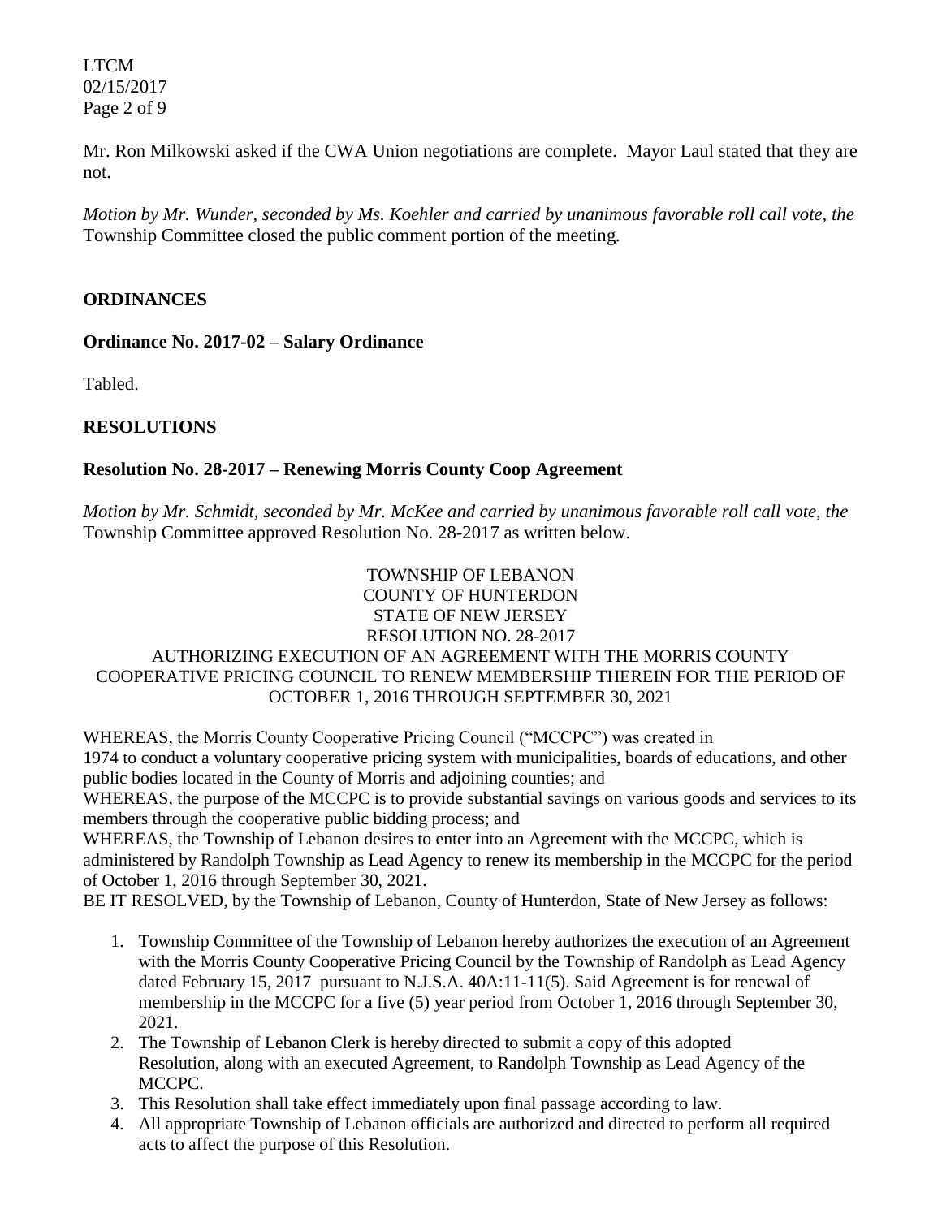Mr. Ron Milkowski asked if the CWA Union negotiations are complete. Mayor Laul stated that they are not.

*Motion by Mr. Wunder, seconded by Ms. Koehler and carried by unanimous favorable roll call vote, the* Township Committee closed the public comment portion of the meeting.

## ORDINANCES

### Ordinance No. 2017-02 – Salary Ordinance

Tabled.

## RESOLUTIONS

### Resolution No. 28-2017 – Renewing Morris County Coop Agreement

*Motion by Mr. Schmidt, seconded by Mr. McKee and carried by unanimous favorable roll call vote, the* Township Committee approved Resolution No. 28-2017 as written below.

TOWNSHIP OF LEBANON
COUNTY OF HUNTERDON
STATE OF NEW JERSEY
RESOLUTION NO. 28-2017
AUTHORIZING EXECUTION OF AN AGREEMENT WITH THE MORRIS COUNTY COOPERATIVE PRICING COUNCIL TO RENEW MEMBERSHIP THEREIN FOR THE PERIOD OF OCTOBER 1, 2016 THROUGH SEPTEMBER 30, 2021

WHEREAS, the Morris County Cooperative Pricing Council ("MCCPC") was created in 1974 to conduct a voluntary cooperative pricing system with municipalities, boards of educations, and other public bodies located in the County of Morris and adjoining counties; and

WHEREAS, the purpose of the MCCPC is to provide substantial savings on various goods and services to its members through the cooperative public bidding process; and

WHEREAS, the Township of Lebanon desires to enter into an Agreement with the MCCPC, which is administered by Randolph Township as Lead Agency to renew its membership in the MCCPC for the period of October 1, 2016 through September 30, 2021.

BE IT RESOLVED, by the Township of Lebanon, County of Hunterdon, State of New Jersey as follows:

1. Township Committee of the Township of Lebanon hereby authorizes the execution of an Agreement with the Morris County Cooperative Pricing Council by the Township of Randolph as Lead Agency dated February 15, 2017 pursuant to N.J.S.A. 40A:11-11(5). Said Agreement is for renewal of membership in the MCCPC for a five (5) year period from October 1, 2016 through September 30, 2021.
2. The Township of Lebanon Clerk is hereby directed to submit a copy of this adopted Resolution, along with an executed Agreement, to Randolph Township as Lead Agency of the MCCPC.
3. This Resolution shall take effect immediately upon final passage according to law.
4. All appropriate Township of Lebanon officials are authorized and directed to perform all required acts to affect the purpose of this Resolution.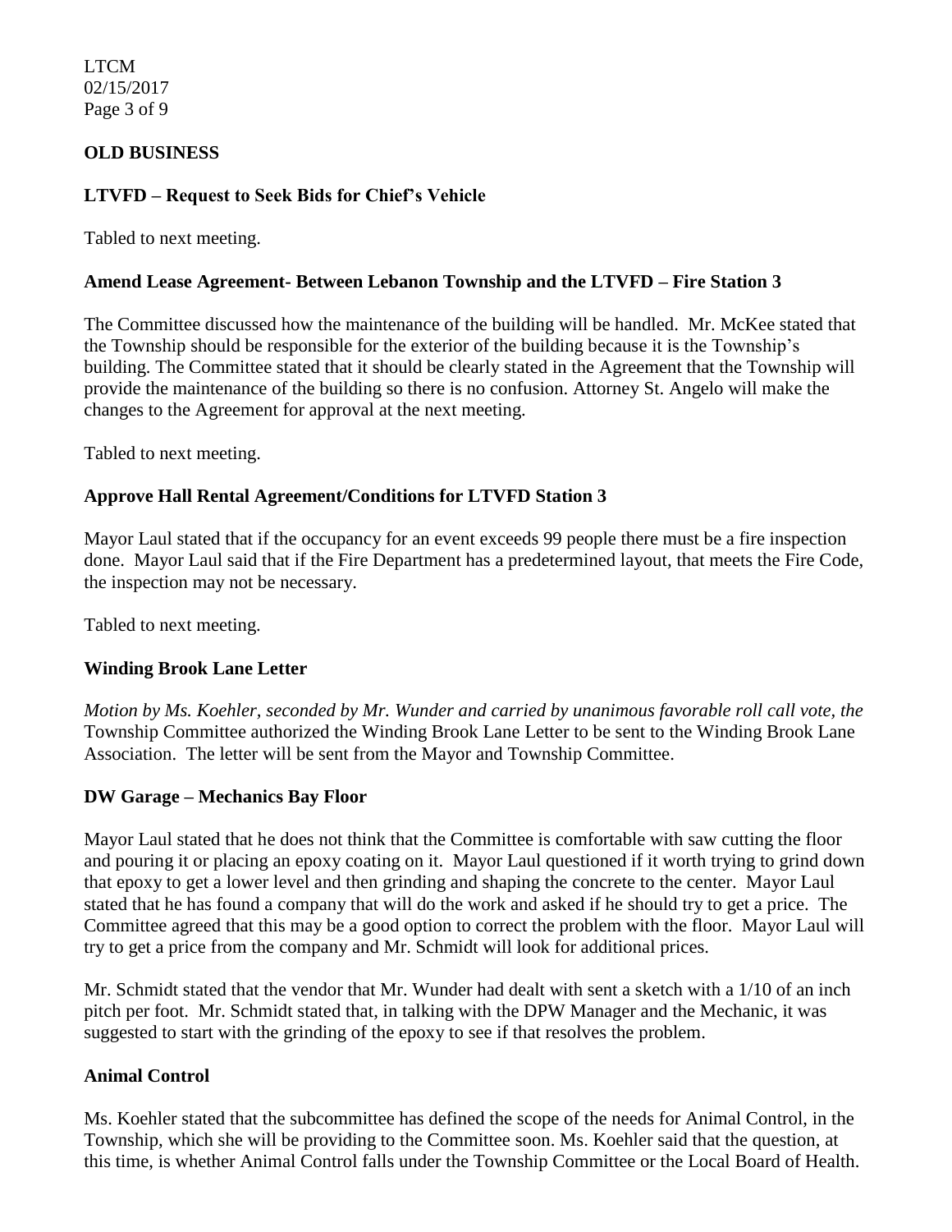## OLD BUSINESS

### LTVFD – Request to Seek Bids for Chief's Vehicle

Tabled to next meeting.

### Amend Lease Agreement- Between Lebanon Township and the LTVFD – Fire Station 3

The Committee discussed how the maintenance of the building will be handled. Mr. McKee stated that the Township should be responsible for the exterior of the building because it is the Township's building. The Committee stated that it should be clearly stated in the Agreement that the Township will provide the maintenance of the building so there is no confusion. Attorney St. Angelo will make the changes to the Agreement for approval at the next meeting.

Tabled to next meeting.

### Approve Hall Rental Agreement/Conditions for LTVFD Station 3

Mayor Laul stated that if the occupancy for an event exceeds 99 people there must be a fire inspection done. Mayor Laul said that if the Fire Department has a predetermined layout, that meets the Fire Code, the inspection may not be necessary.

Tabled to next meeting.

### Winding Brook Lane Letter

*Motion by Ms. Koehler, seconded by Mr. Wunder and carried by unanimous favorable roll call vote, the* Township Committee authorized the Winding Brook Lane Letter to be sent to the Winding Brook Lane Association. The letter will be sent from the Mayor and Township Committee.

### DW Garage – Mechanics Bay Floor

Mayor Laul stated that he does not think that the Committee is comfortable with saw cutting the floor and pouring it or placing an epoxy coating on it. Mayor Laul questioned if it worth trying to grind down that epoxy to get a lower level and then grinding and shaping the concrete to the center. Mayor Laul stated that he has found a company that will do the work and asked if he should try to get a price. The Committee agreed that this may be a good option to correct the problem with the floor. Mayor Laul will try to get a price from the company and Mr. Schmidt will look for additional prices.

Mr. Schmidt stated that the vendor that Mr. Wunder had dealt with sent a sketch with a 1/10 of an inch pitch per foot. Mr. Schmidt stated that, in talking with the DPW Manager and the Mechanic, it was suggested to start with the grinding of the epoxy to see if that resolves the problem.

### Animal Control

Ms. Koehler stated that the subcommittee has defined the scope of the needs for Animal Control, in the Township, which she will be providing to the Committee soon. Ms. Koehler said that the question, at this time, is whether Animal Control falls under the Township Committee or the Local Board of Health.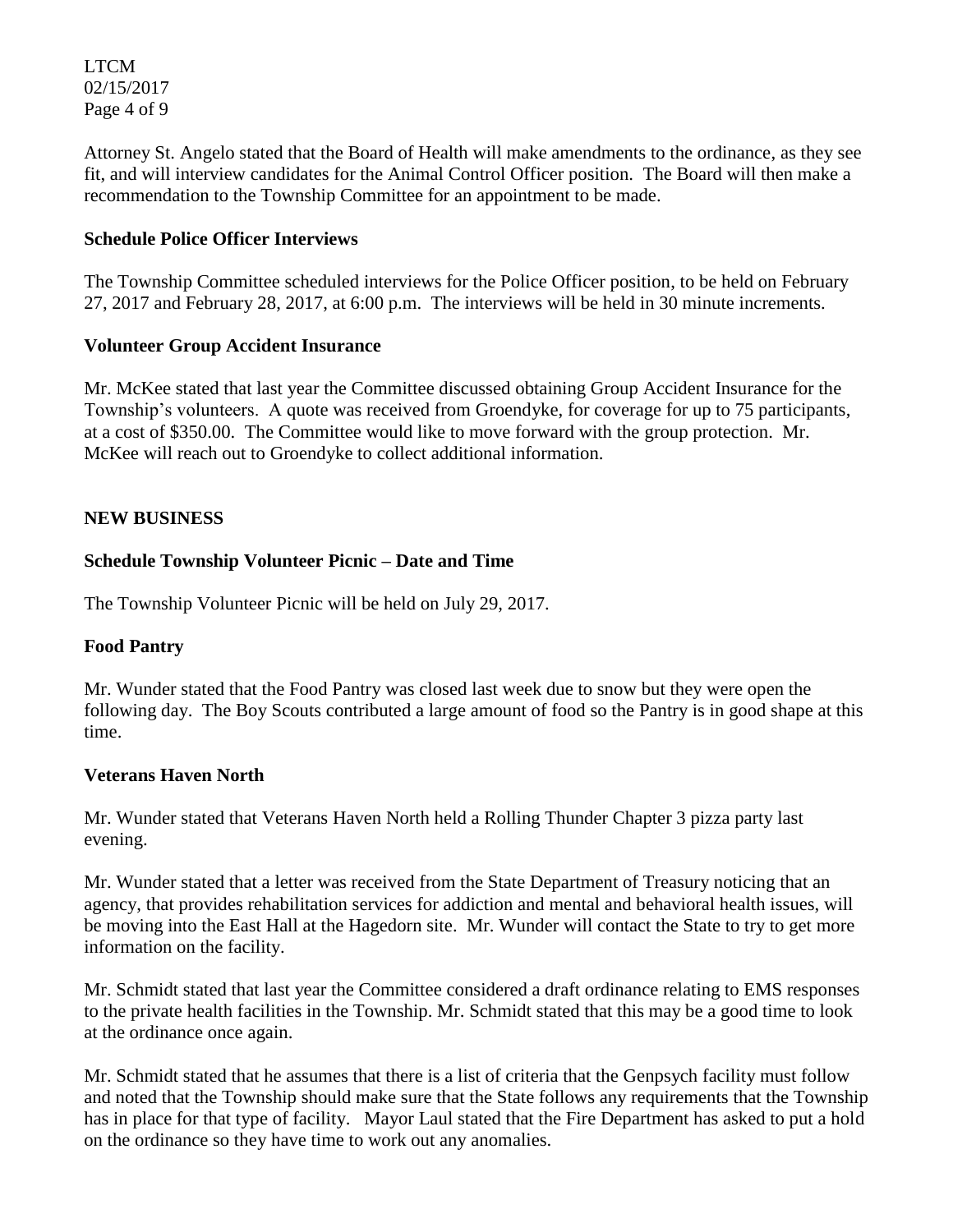Attorney St. Angelo stated that the Board of Health will make amendments to the ordinance, as they see fit, and will interview candidates for the Animal Control Officer position. The Board will then make a recommendation to the Township Committee for an appointment to be made.

**Schedule Police Officer Interviews**

The Township Committee scheduled interviews for the Police Officer position, to be held on February 27, 2017 and February 28, 2017, at 6:00 p.m. The interviews will be held in 30 minute increments.

**Volunteer Group Accident Insurance**

Mr. McKee stated that last year the Committee discussed obtaining Group Accident Insurance for the Township's volunteers. A quote was received from Groendyke, for coverage for up to 75 participants, at a cost of $350.00. The Committee would like to move forward with the group protection. Mr. McKee will reach out to Groendyke to collect additional information.

**NEW BUSINESS**

**Schedule Township Volunteer Picnic – Date and Time**

The Township Volunteer Picnic will be held on July 29, 2017.

**Food Pantry**

Mr. Wunder stated that the Food Pantry was closed last week due to snow but they were open the following day. The Boy Scouts contributed a large amount of food so the Pantry is in good shape at this time.

**Veterans Haven North**

Mr. Wunder stated that Veterans Haven North held a Rolling Thunder Chapter 3 pizza party last evening.

Mr. Wunder stated that a letter was received from the State Department of Treasury noticing that an agency, that provides rehabilitation services for addiction and mental and behavioral health issues, will be moving into the East Hall at the Hagedorn site. Mr. Wunder will contact the State to try to get more information on the facility.

Mr. Schmidt stated that last year the Committee considered a draft ordinance relating to EMS responses to the private health facilities in the Township. Mr. Schmidt stated that this may be a good time to look at the ordinance once again.

Mr. Schmidt stated that he assumes that there is a list of criteria that the Genpsych facility must follow and noted that the Township should make sure that the State follows any requirements that the Township has in place for that type of facility. Mayor Laul stated that the Fire Department has asked to put a hold on the ordinance so they have time to work out any anomalies.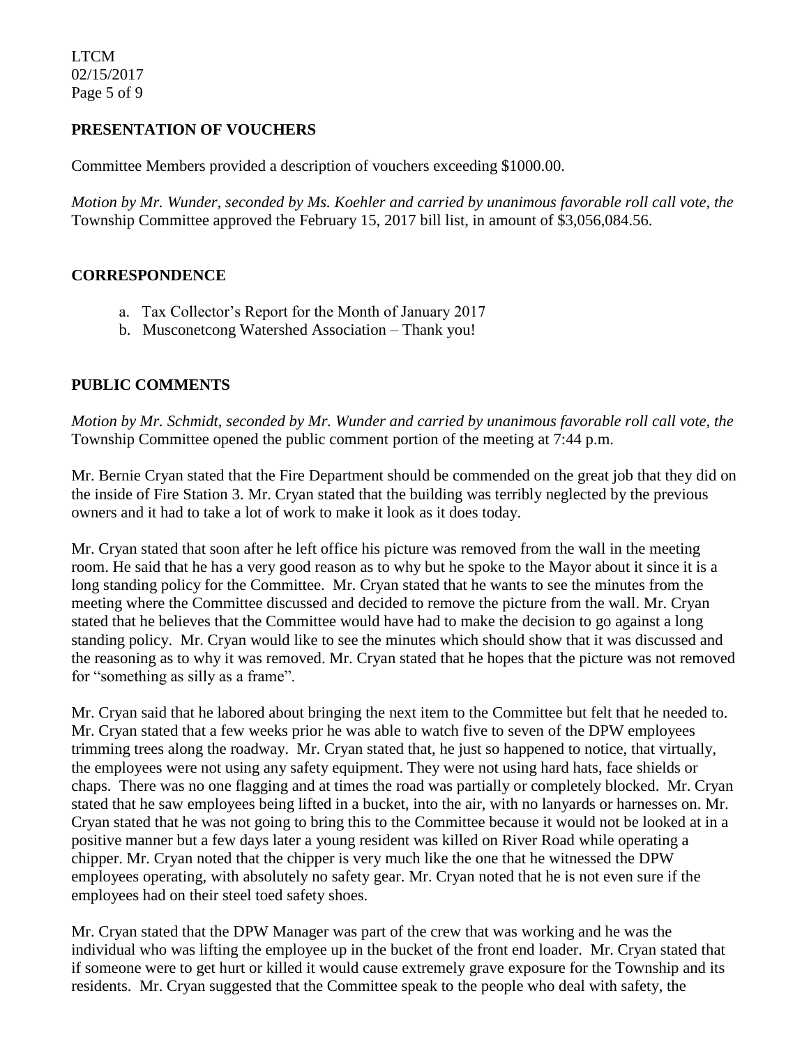## PRESENTATION OF VOUCHERS

Committee Members provided a description of vouchers exceeding $1000.00.

*Motion by Mr. Wunder, seconded by Ms. Koehler and carried by unanimous favorable roll call vote, the* Township Committee approved the February 15, 2017 bill list, in amount of $3,056,084.56.

## CORRESPONDENCE

a. Tax Collector's Report for the Month of January 2017
b. Musconetcong Watershed Association – Thank you!

## PUBLIC COMMENTS

*Motion by Mr. Schmidt, seconded by Mr. Wunder and carried by unanimous favorable roll call vote, the* Township Committee opened the public comment portion of the meeting at 7:44 p.m.

Mr. Bernie Cryan stated that the Fire Department should be commended on the great job that they did on the inside of Fire Station 3. Mr. Cryan stated that the building was terribly neglected by the previous owners and it had to take a lot of work to make it look as it does today.

Mr. Cryan stated that soon after he left office his picture was removed from the wall in the meeting room. He said that he has a very good reason as to why but he spoke to the Mayor about it since it is a long standing policy for the Committee. Mr. Cryan stated that he wants to see the minutes from the meeting where the Committee discussed and decided to remove the picture from the wall. Mr. Cryan stated that he believes that the Committee would have had to make the decision to go against a long standing policy. Mr. Cryan would like to see the minutes which should show that it was discussed and the reasoning as to why it was removed. Mr. Cryan stated that he hopes that the picture was not removed for "something as silly as a frame".

Mr. Cryan said that he labored about bringing the next item to the Committee but felt that he needed to. Mr. Cryan stated that a few weeks prior he was able to watch five to seven of the DPW employees trimming trees along the roadway. Mr. Cryan stated that, he just so happened to notice, that virtually, the employees were not using any safety equipment. They were not using hard hats, face shields or chaps. There was no one flagging and at times the road was partially or completely blocked. Mr. Cryan stated that he saw employees being lifted in a bucket, into the air, with no lanyards or harnesses on. Mr. Cryan stated that he was not going to bring this to the Committee because it would not be looked at in a positive manner but a few days later a young resident was killed on River Road while operating a chipper. Mr. Cryan noted that the chipper is very much like the one that he witnessed the DPW employees operating, with absolutely no safety gear. Mr. Cryan noted that he is not even sure if the employees had on their steel toed safety shoes.

Mr. Cryan stated that the DPW Manager was part of the crew that was working and he was the individual who was lifting the employee up in the bucket of the front end loader. Mr. Cryan stated that if someone were to get hurt or killed it would cause extremely grave exposure for the Township and its residents. Mr. Cryan suggested that the Committee speak to the people who deal with safety, the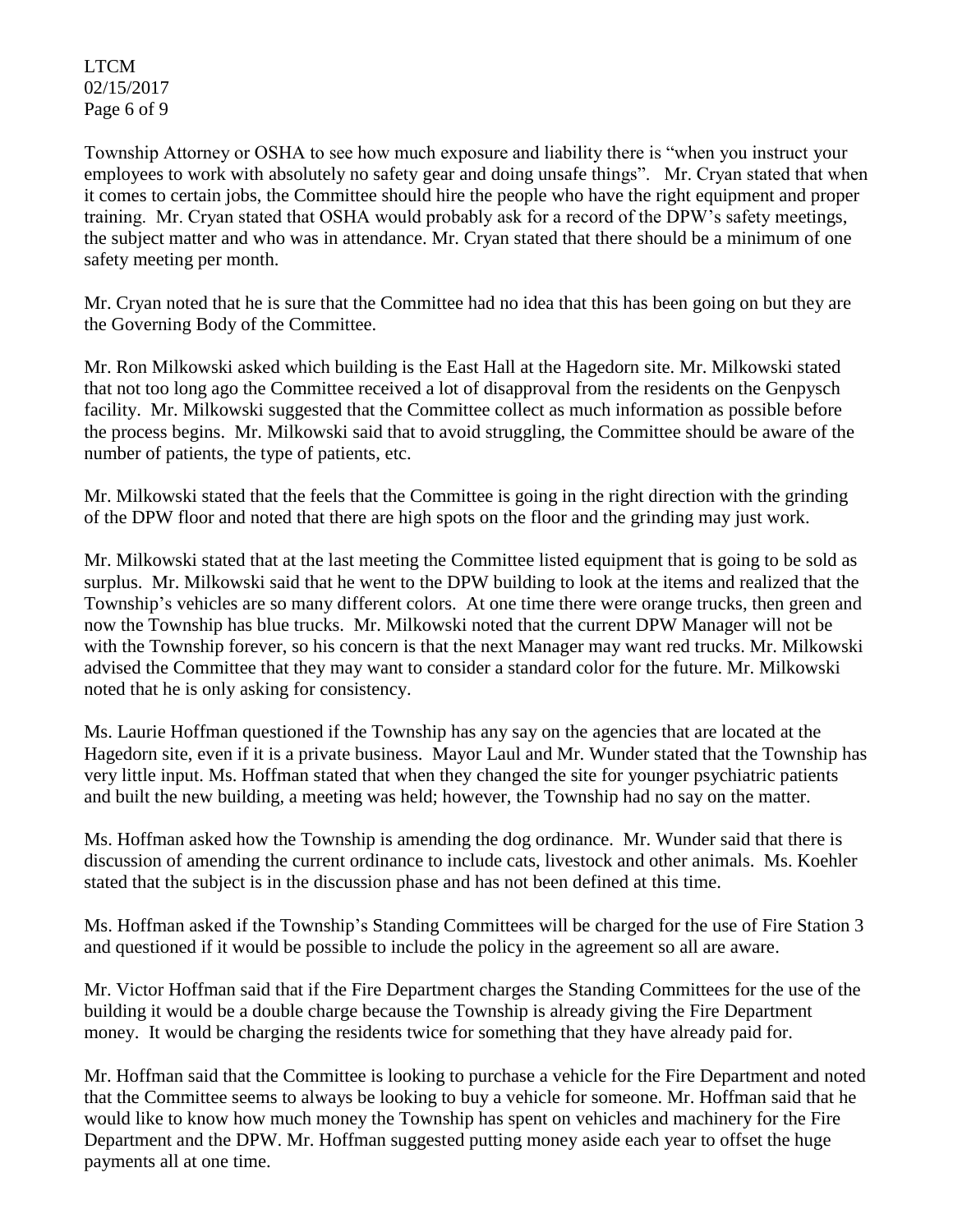Township Attorney or OSHA to see how much exposure and liability there is "when you instruct your employees to work with absolutely no safety gear and doing unsafe things". Mr. Cryan stated that when it comes to certain jobs, the Committee should hire the people who have the right equipment and proper training. Mr. Cryan stated that OSHA would probably ask for a record of the DPW's safety meetings, the subject matter and who was in attendance. Mr. Cryan stated that there should be a minimum of one safety meeting per month.

Mr. Cryan noted that he is sure that the Committee had no idea that this has been going on but they are the Governing Body of the Committee.

Mr. Ron Milkowski asked which building is the East Hall at the Hagedorn site. Mr. Milkowski stated that not too long ago the Committee received a lot of disapproval from the residents on the Genpysch facility. Mr. Milkowski suggested that the Committee collect as much information as possible before the process begins. Mr. Milkowski said that to avoid struggling, the Committee should be aware of the number of patients, the type of patients, etc.

Mr. Milkowski stated that the feels that the Committee is going in the right direction with the grinding of the DPW floor and noted that there are high spots on the floor and the grinding may just work.

Mr. Milkowski stated that at the last meeting the Committee listed equipment that is going to be sold as surplus. Mr. Milkowski said that he went to the DPW building to look at the items and realized that the Township's vehicles are so many different colors. At one time there were orange trucks, then green and now the Township has blue trucks. Mr. Milkowski noted that the current DPW Manager will not be with the Township forever, so his concern is that the next Manager may want red trucks. Mr. Milkowski advised the Committee that they may want to consider a standard color for the future. Mr. Milkowski noted that he is only asking for consistency.

Ms. Laurie Hoffman questioned if the Township has any say on the agencies that are located at the Hagedorn site, even if it is a private business. Mayor Laul and Mr. Wunder stated that the Township has very little input. Ms. Hoffman stated that when they changed the site for younger psychiatric patients and built the new building, a meeting was held; however, the Township had no say on the matter.

Ms. Hoffman asked how the Township is amending the dog ordinance. Mr. Wunder said that there is discussion of amending the current ordinance to include cats, livestock and other animals. Ms. Koehler stated that the subject is in the discussion phase and has not been defined at this time.

Ms. Hoffman asked if the Township's Standing Committees will be charged for the use of Fire Station 3 and questioned if it would be possible to include the policy in the agreement so all are aware.

Mr. Victor Hoffman said that if the Fire Department charges the Standing Committees for the use of the building it would be a double charge because the Township is already giving the Fire Department money. It would be charging the residents twice for something that they have already paid for.

Mr. Hoffman said that the Committee is looking to purchase a vehicle for the Fire Department and noted that the Committee seems to always be looking to buy a vehicle for someone. Mr. Hoffman said that he would like to know how much money the Township has spent on vehicles and machinery for the Fire Department and the DPW. Mr. Hoffman suggested putting money aside each year to offset the huge payments all at one time.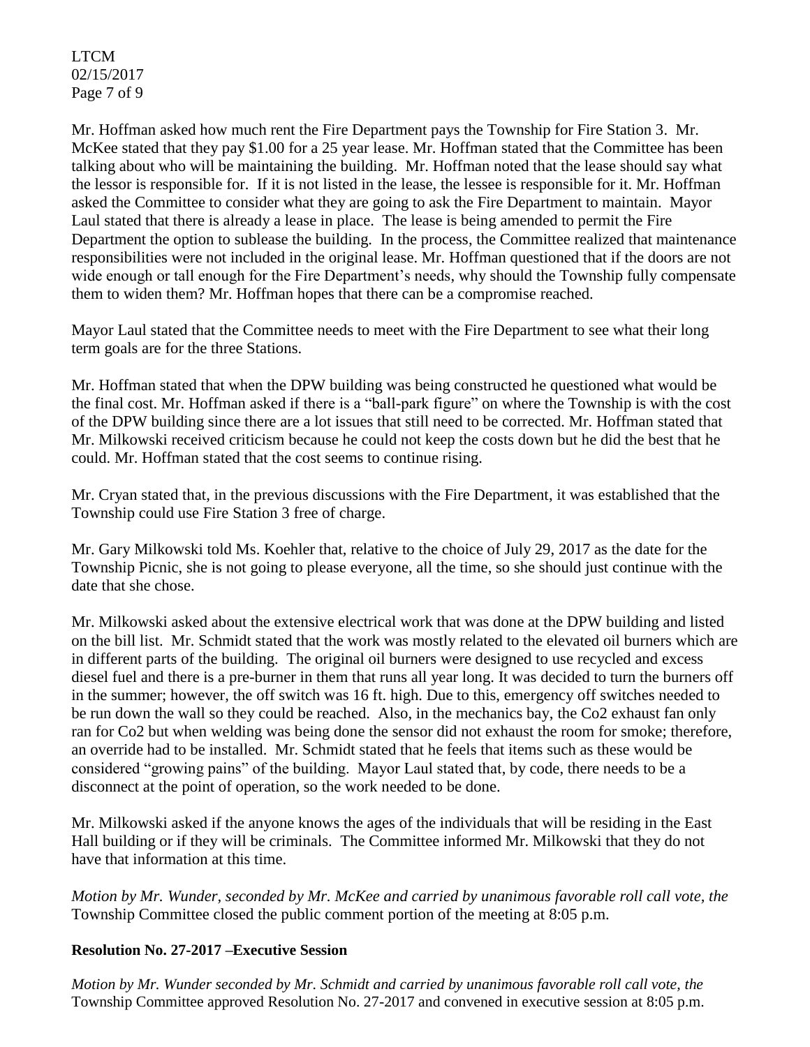Mr. Hoffman asked how much rent the Fire Department pays the Township for Fire Station 3. Mr. McKee stated that they pay $1.00 for a 25 year lease. Mr. Hoffman stated that the Committee has been talking about who will be maintaining the building. Mr. Hoffman noted that the lease should say what the lessor is responsible for. If it is not listed in the lease, the lessee is responsible for it. Mr. Hoffman asked the Committee to consider what they are going to ask the Fire Department to maintain. Mayor Laul stated that there is already a lease in place. The lease is being amended to permit the Fire Department the option to sublease the building. In the process, the Committee realized that maintenance responsibilities were not included in the original lease. Mr. Hoffman questioned that if the doors are not wide enough or tall enough for the Fire Department's needs, why should the Township fully compensate them to widen them? Mr. Hoffman hopes that there can be a compromise reached.

Mayor Laul stated that the Committee needs to meet with the Fire Department to see what their long term goals are for the three Stations.

Mr. Hoffman stated that when the DPW building was being constructed he questioned what would be the final cost. Mr. Hoffman asked if there is a "ball-park figure" on where the Township is with the cost of the DPW building since there are a lot issues that still need to be corrected. Mr. Hoffman stated that Mr. Milkowski received criticism because he could not keep the costs down but he did the best that he could. Mr. Hoffman stated that the cost seems to continue rising.

Mr. Cryan stated that, in the previous discussions with the Fire Department, it was established that the Township could use Fire Station 3 free of charge.

Mr. Gary Milkowski told Ms. Koehler that, relative to the choice of July 29, 2017 as the date for the Township Picnic, she is not going to please everyone, all the time, so she should just continue with the date that she chose.

Mr. Milkowski asked about the extensive electrical work that was done at the DPW building and listed on the bill list. Mr. Schmidt stated that the work was mostly related to the elevated oil burners which are in different parts of the building. The original oil burners were designed to use recycled and excess diesel fuel and there is a pre-burner in them that runs all year long. It was decided to turn the burners off in the summer; however, the off switch was 16 ft. high. Due to this, emergency off switches needed to be run down the wall so they could be reached. Also, in the mechanics bay, the Co2 exhaust fan only ran for Co2 but when welding was being done the sensor did not exhaust the room for smoke; therefore, an override had to be installed. Mr. Schmidt stated that he feels that items such as these would be considered "growing pains" of the building. Mayor Laul stated that, by code, there needs to be a disconnect at the point of operation, so the work needed to be done.

Mr. Milkowski asked if the anyone knows the ages of the individuals that will be residing in the East Hall building or if they will be criminals. The Committee informed Mr. Milkowski that they do not have that information at this time.

*Motion by Mr. Wunder, seconded by Mr. McKee and carried by unanimous favorable roll call vote, the* Township Committee closed the public comment portion of the meeting at 8:05 p.m.

**Resolution No. 27-2017 –Executive Session**

*Motion by Mr. Wunder seconded by Mr. Schmidt and carried by unanimous favorable roll call vote, the* Township Committee approved Resolution No. 27-2017 and convened in executive session at 8:05 p.m.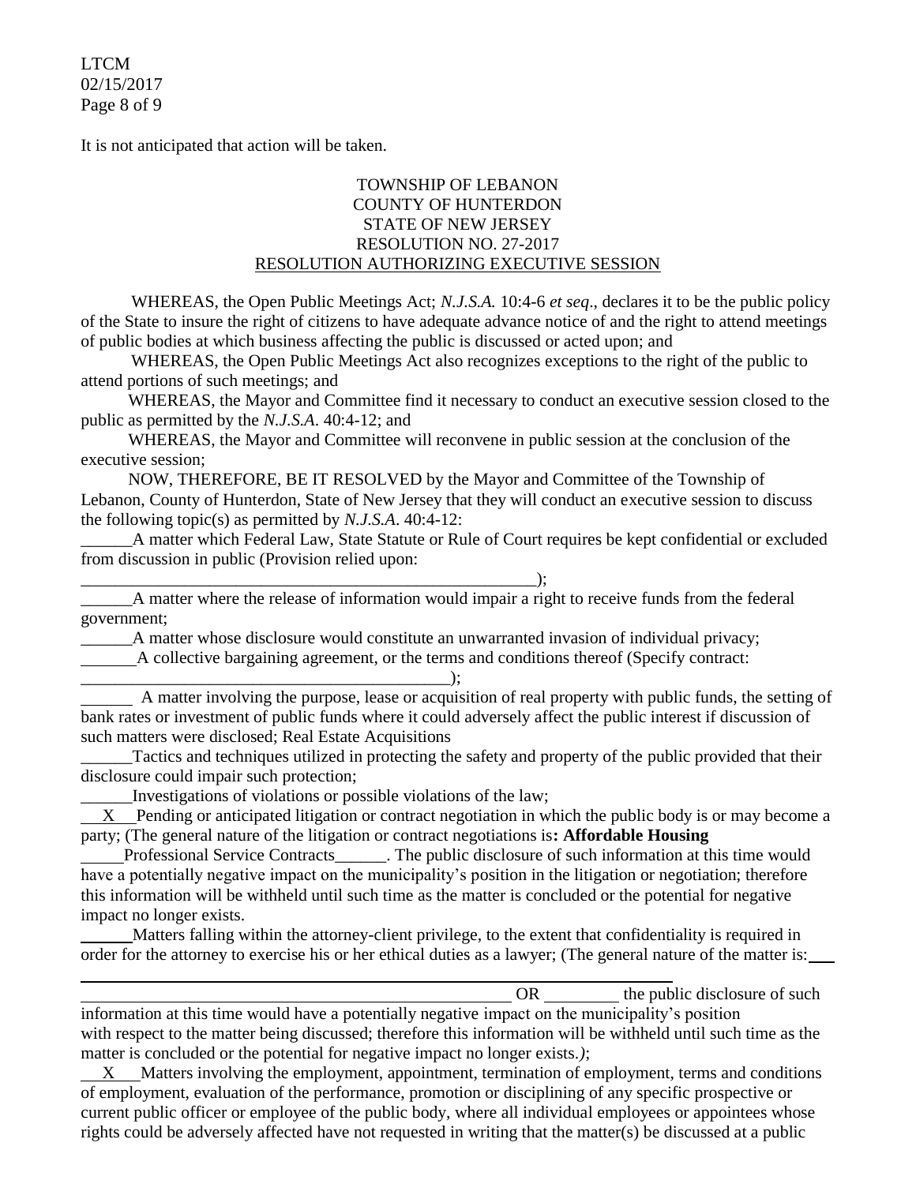It is not anticipated that action will be taken.

TOWNSHIP OF LEBANON
COUNTY OF HUNTERDON
STATE OF NEW JERSEY
RESOLUTION NO. 27-2017
RESOLUTION AUTHORIZING EXECUTIVE SESSION

WHEREAS, the Open Public Meetings Act; *N.J.S.A.* 10:4-6 *et seq*., declares it to be the public policy of the State to insure the right of citizens to have adequate advance notice of and the right to attend meetings of public bodies at which business affecting the public is discussed or acted upon; and

WHEREAS, the Open Public Meetings Act also recognizes exceptions to the right of the public to attend portions of such meetings; and

WHEREAS, the Mayor and Committee find it necessary to conduct an executive session closed to the public as permitted by the *N.J.S.A*. 40:4-12; and

WHEREAS, the Mayor and Committee will reconvene in public session at the conclusion of the executive session;

NOW, THEREFORE, BE IT RESOLVED by the Mayor and Committee of the Township of Lebanon, County of Hunterdon, State of New Jersey that they will conduct an executive session to discuss the following topic(s) as permitted by *N.J.S.A*. 40:4-12:

______A matter which Federal Law, State Statute or Rule of Court requires be kept confidential or excluded from discussion in public (Provision relied upon: ________________________________________________________);

______A matter where the release of information would impair a right to receive funds from the federal government;

______A matter whose disclosure would constitute an unwarranted invasion of individual privacy;

______A collective bargaining agreement, or the terms and conditions thereof (Specify contract: _____________________________________________);

______ A matter involving the purpose, lease or acquisition of real property with public funds, the setting of bank rates or investment of public funds where it could adversely affect the public interest if discussion of such matters were disclosed; Real Estate Acquisitions

______Tactics and techniques utilized in protecting the safety and property of the public provided that their disclosure could impair such protection;

______Investigations of violations or possible violations of the law;

\_\_X\_\_ Pending or anticipated litigation or contract negotiation in which the public body is or may become a party; (The general nature of the litigation or contract negotiations is**: Affordable Housing**

_____Professional Service Contracts______. The public disclosure of such information at this time would have a potentially negative impact on the municipality's position in the litigation or negotiation; therefore this information will be withheld until such time as the matter is concluded or the potential for negative impact no longer exists.

______Matters falling within the attorney-client privilege, to the extent that confidentiality is required in order for the attorney to exercise his or her ethical duties as a lawyer; (The general nature of the matter is: ___

_____________________________________________________ OR ________ the public disclosure of such information at this time would have a potentially negative impact on the municipality's position with respect to the matter being discussed; therefore this information will be withheld until such time as the matter is concluded or the potential for negative impact no longer exists.*)*;

\_\_X\_\_ Matters involving the employment, appointment, termination of employment, terms and conditions of employment, evaluation of the performance, promotion or disciplining of any specific prospective or current public officer or employee of the public body, where all individual employees or appointees whose rights could be adversely affected have not requested in writing that the matter(s) be discussed at a public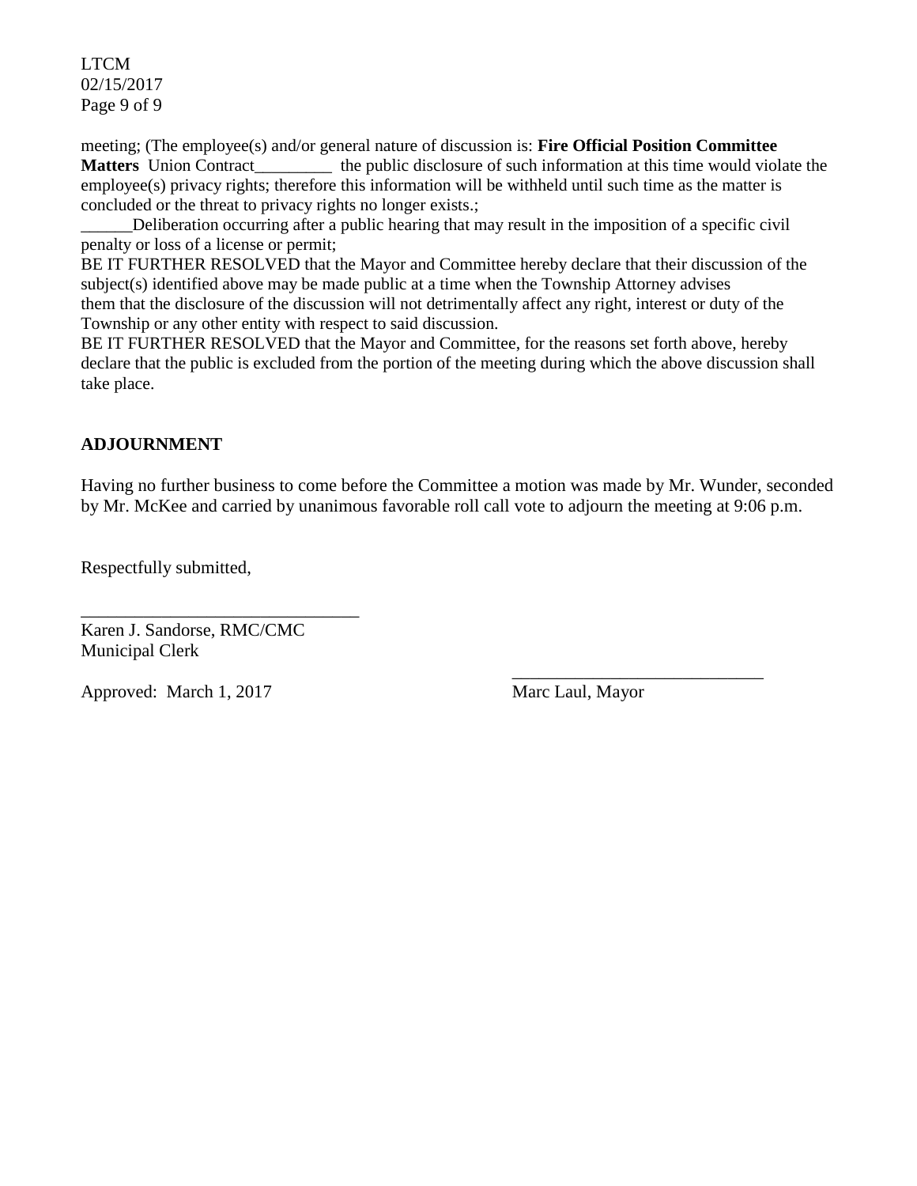meeting; (The employee(s) and/or general nature of discussion is: **Fire Official Position Committee Matters** Union Contract_________ the public disclosure of such information at this time would violate the employee(s) privacy rights; therefore this information will be withheld until such time as the matter is concluded or the threat to privacy rights no longer exists.;

______Deliberation occurring after a public hearing that may result in the imposition of a specific civil penalty or loss of a license or permit;

BE IT FURTHER RESOLVED that the Mayor and Committee hereby declare that their discussion of the subject(s) identified above may be made public at a time when the Township Attorney advises them that the disclosure of the discussion will not detrimentally affect any right, interest or duty of the Township or any other entity with respect to said discussion.

BE IT FURTHER RESOLVED that the Mayor and Committee, for the reasons set forth above, hereby declare that the public is excluded from the portion of the meeting during which the above discussion shall take place.

**ADJOURNMENT**

Having no further business to come before the Committee a motion was made by Mr. Wunder, seconded by Mr. McKee and carried by unanimous favorable roll call vote to adjourn the meeting at 9:06 p.m.

Respectfully submitted,

______________________________

Karen J. Sandorse, RMC/CMC
Municipal Clerk

______________________________

Approved: March 1, 2017

Marc Laul, Mayor